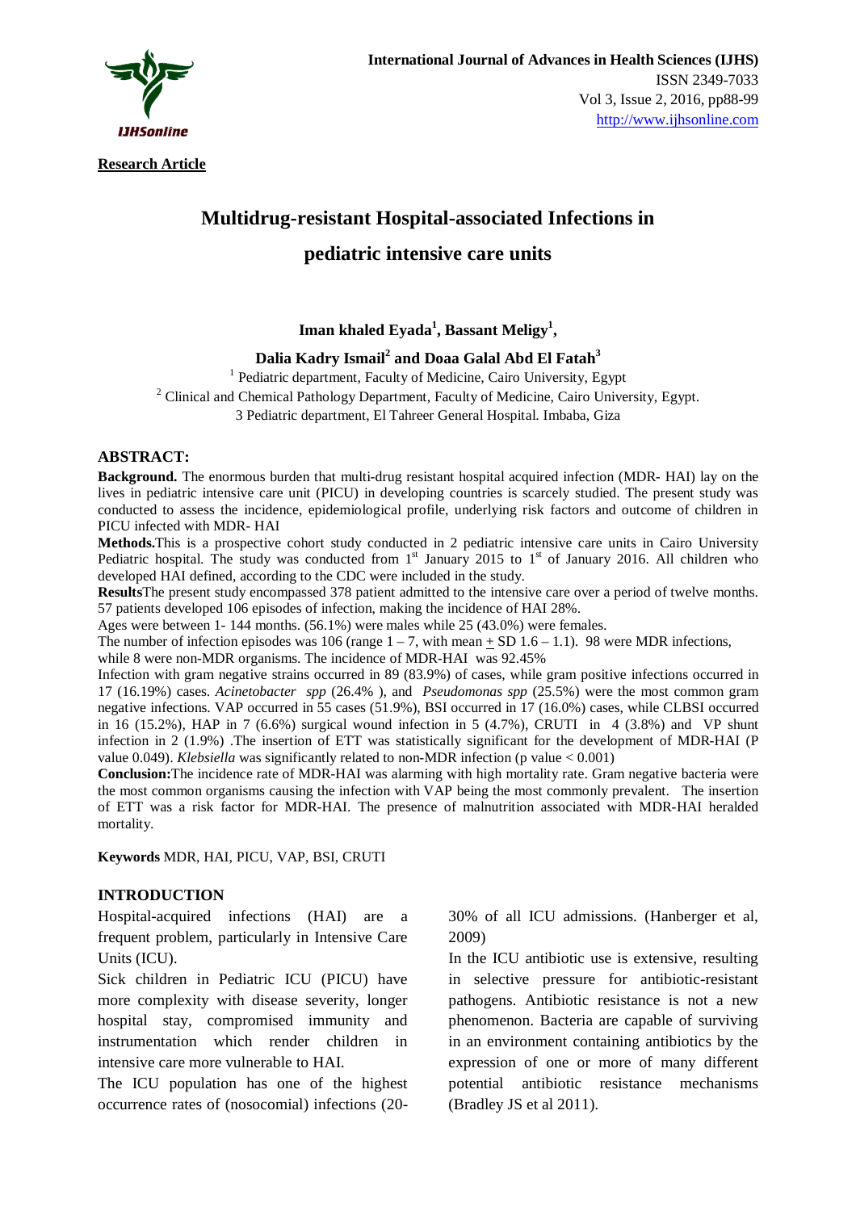**Research Article**

# Multidrug-resistant Hospital-associated Infections in pediatric intensive care units

**Iman khaled Eyada[1], Bassant Meligy[1], Dalia Kadry Ismail[2] and Doaa Galal Abd El Fatah[3]**

[1] Pediatric department, Faculty of Medicine, Cairo University, Egypt

[2] Clinical and Chemical Pathology Department, Faculty of Medicine, Cairo University, Egypt.

3 Pediatric department, El Tahreer General Hospital. Imbaba, Giza

## ABSTRACT:

**Background.** The enormous burden that multi-drug resistant hospital acquired infection (MDR- HAI) lay on the lives in pediatric intensive care unit (PICU) in developing countries is scarcely studied. The present study was conducted to assess the incidence, epidemiological profile, underlying risk factors and outcome of children in PICU infected with MDR- HAI

**Methods.** This is a prospective cohort study conducted in 2 pediatric intensive care units in Cairo University Pediatric hospital. The study was conducted from 1st January 2015 to 1st of January 2016. All children who developed HAI defined, according to the CDC were included in the study.

**Results** The present study encompassed 378 patient admitted to the intensive care over a period of twelve months. 57 patients developed 106 episodes of infection, making the incidence of HAI 28%.

Ages were between 1- 144 months. (56.1%) were males while 25 (43.0%) were females.

The number of infection episodes was 106 (range 1 – 7, with mean ± SD 1.6 – 1.1). 98 were MDR infections, while 8 were non-MDR organisms. The incidence of MDR-HAI was 92.45%

Infection with gram negative strains occurred in 89 (83.9%) of cases, while gram positive infections occurred in 17 (16.19%) cases. *Acinetobacter spp* (26.4% ), and *Pseudomonas spp* (25.5%) were the most common gram negative infections. VAP occurred in 55 cases (51.9%), BSI occurred in 17 (16.0%) cases, while CLBSI occurred in 16 (15.2%), HAP in 7 (6.6%) surgical wound infection in 5 (4.7%), CRUTI in 4 (3.8%) and VP shunt infection in 2 (1.9%) .The insertion of ETT was statistically significant for the development of MDR-HAI (P value 0.049). *Klebsiella* was significantly related to non-MDR infection (p value < 0.001)

**Conclusion:** The incidence rate of MDR-HAI was alarming with high mortality rate. Gram negative bacteria were the most common organisms causing the infection with VAP being the most commonly prevalent. The insertion of ETT was a risk factor for MDR-HAI. The presence of malnutrition associated with MDR-HAI heralded mortality.

**Keywords** MDR, HAI, PICU, VAP, BSI, CRUTI

## INTRODUCTION

Hospital-acquired infections (HAI) are a frequent problem, particularly in Intensive Care Units (ICU).

Sick children in Pediatric ICU (PICU) have more complexity with disease severity, longer hospital stay, compromised immunity and instrumentation which render children in intensive care more vulnerable to HAI.

The ICU population has one of the highest occurrence rates of (nosocomial) infections (20-30% of all ICU admissions. (Hanberger et al, 2009)

In the ICU antibiotic use is extensive, resulting in selective pressure for antibiotic-resistant pathogens. Antibiotic resistance is not a new phenomenon. Bacteria are capable of surviving in an environment containing antibiotics by the expression of one or more of many different potential antibiotic resistance mechanisms (Bradley JS et al 2011).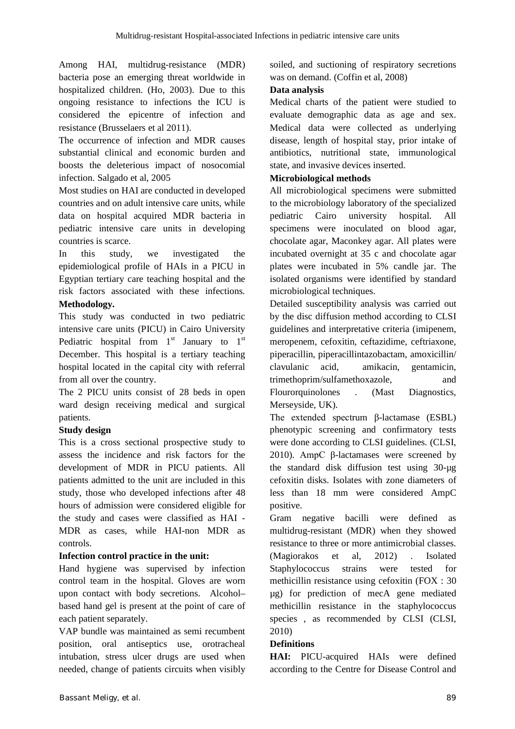Among HAI, multidrug-resistance (MDR) bacteria pose an emerging threat worldwide in hospitalized children. (Ho, 2003). Due to this ongoing resistance to infections the ICU is considered the epicentre of infection and resistance (Brusselaers et al 2011).

The occurrence of infection and MDR causes substantial clinical and economic burden and boosts the deleterious impact of nosocomial infection. Salgado et al, 2005

Most studies on HAI are conducted in developed countries and on adult intensive care units, while data on hospital acquired MDR bacteria in pediatric intensive care units in developing countries is scarce.

In this study, we investigated the epidemiological profile of HAIs in a PICU in Egyptian tertiary care teaching hospital and the risk factors associated with these infections.

**Methodology.**

This study was conducted in two pediatric intensive care units (PICU) in Cairo University Pediatric hospital from 1st January to 1st December. This hospital is a tertiary teaching hospital located in the capital city with referral from all over the country.

The 2 PICU units consist of 28 beds in open ward design receiving medical and surgical patients.

**Study design**

This is a cross sectional prospective study to assess the incidence and risk factors for the development of MDR in PICU patients. All patients admitted to the unit are included in this study, those who developed infections after 48 hours of admission were considered eligible for the study and cases were classified as HAI - MDR as cases, while HAI-non MDR as controls.

**Infection control practice in the unit:**

Hand hygiene was supervised by infection control team in the hospital. Gloves are worn upon contact with body secretions. Alcohol–based hand gel is present at the point of care of each patient separately.

VAP bundle was maintained as semi recumbent position, oral antiseptics use, orotracheal intubation, stress ulcer drugs are used when needed, change of patients circuits when visibly soiled, and suctioning of respiratory secretions was on demand. (Coffin et al, 2008)

**Data analysis**

Medical charts of the patient were studied to evaluate demographic data as age and sex. Medical data were collected as underlying disease, length of hospital stay, prior intake of antibiotics, nutritional state, immunological state, and invasive devices inserted.

**Microbiological methods**

All microbiological specimens were submitted to the microbiology laboratory of the specialized pediatric Cairo university hospital. All specimens were inoculated on blood agar, chocolate agar, Maconkey agar. All plates were incubated overnight at 35 c and chocolate agar plates were incubated in 5% candle jar. The isolated organisms were identified by standard microbiological techniques.

Detailed susceptibility analysis was carried out by the disc diffusion method according to CLSI guidelines and interpretative criteria (imipenem, meropenem, cefoxitin, ceftazidime, ceftriaxone, piperacillin, piperacillintazobactam, amoxicillin/ clavulanic acid, amikacin, gentamicin, trimethoprim/sulfamethoxazole, and Flourorquinolones . (Mast Diagnostics, Merseyside, UK).

The extended spectrum β-lactamase (ESBL) phenotypic screening and confirmatory tests were done according to CLSI guidelines. (CLSI, 2010). AmpC β-lactamases were screened by the standard disk diffusion test using 30-μg cefoxitin disks. Isolates with zone diameters of less than 18 mm were considered AmpC positive.

Gram negative bacilli were defined as multidrug-resistant (MDR) when they showed resistance to three or more antimicrobial classes. (Magiorakos et al, 2012) . Isolated Staphylococcus strains were tested for methicillin resistance using cefoxitin (FOX : 30 μg) for prediction of mecA gene mediated methicillin resistance in the staphylococcus species , as recommended by CLSI (CLSI, 2010)

**Definitions**

**HAI:** PICU-acquired HAIs were defined according to the Centre for Disease Control and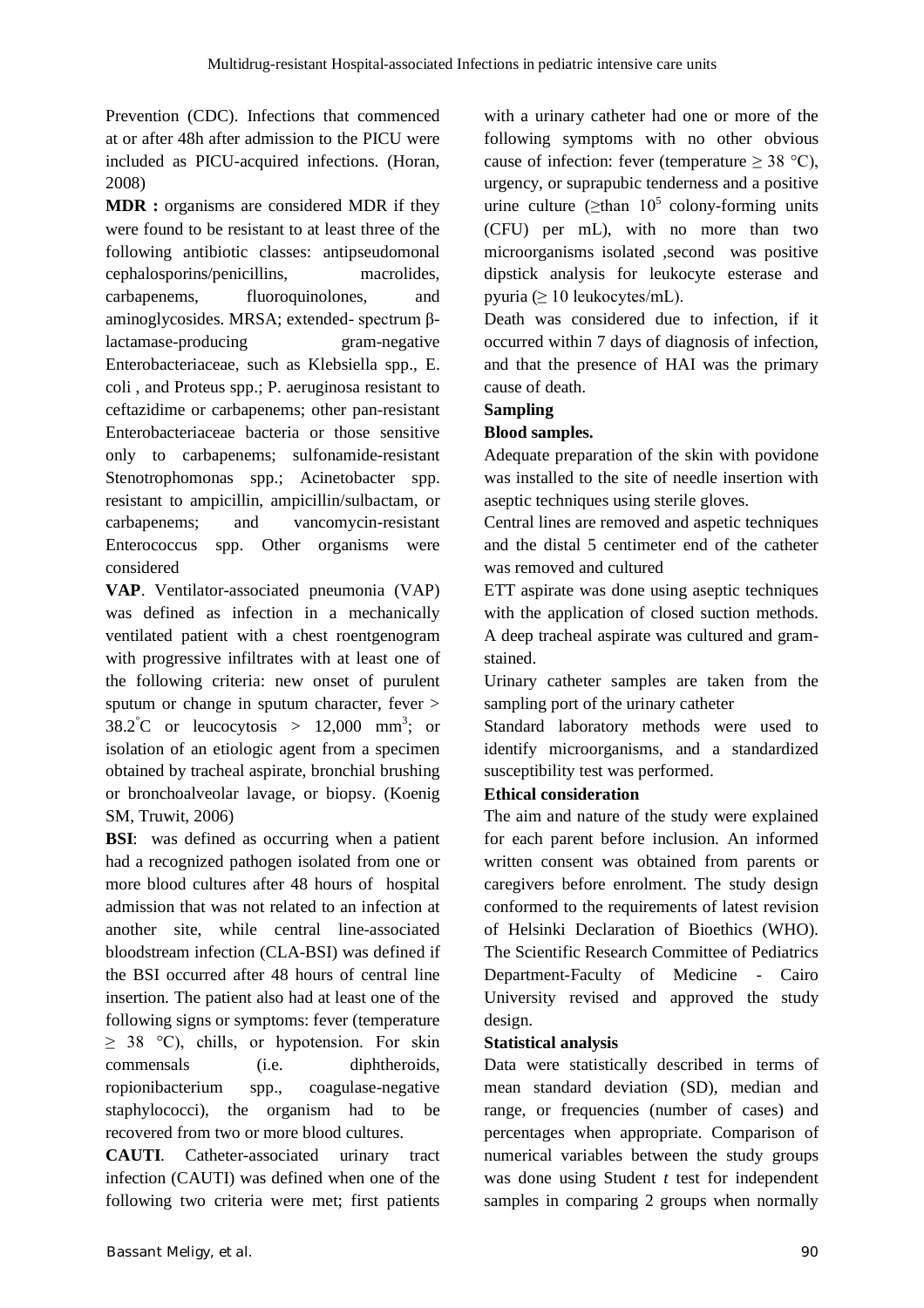Prevention (CDC). Infections that commenced at or after 48h after admission to the PICU were included as PICU-acquired infections. (Horan, 2008)

**MDR :** organisms are considered MDR if they were found to be resistant to at least three of the following antibiotic classes: antipseudomonal cephalosporins/penicillins, macrolides, carbapenems, fluoroquinolones, and aminoglycosides. MRSA; extended- spectrum β-lactamase-producing gram-negative Enterobacteriaceae, such as Klebsiella spp., E. coli , and Proteus spp.; P. aeruginosa resistant to ceftazidime or carbapenems; other pan-resistant Enterobacteriaceae bacteria or those sensitive only to carbapenems; sulfonamide-resistant Stenotrophomonas spp.; Acinetobacter spp. resistant to ampicillin, ampicillin/sulbactam, or carbapenems; and vancomycin-resistant Enterococcus spp. Other organisms were considered

**VAP**. Ventilator-associated pneumonia (VAP) was defined as infection in a mechanically ventilated patient with a chest roentgenogram with progressive infiltrates with at least one of the following criteria: new onset of purulent sputum or change in sputum character, fever > 38.2°C or leucocytosis > 12,000 mm$^3$; or isolation of an etiologic agent from a specimen obtained by tracheal aspirate, bronchial brushing or bronchoalveolar lavage, or biopsy. (Koenig SM, Truwit, 2006)

**BSI**: was defined as occurring when a patient had a recognized pathogen isolated from one or more blood cultures after 48 hours of hospital admission that was not related to an infection at another site, while central line-associated bloodstream infection (CLA-BSI) was defined if the BSI occurred after 48 hours of central line insertion. The patient also had at least one of the following signs or symptoms: fever (temperature ≥ 38 °C), chills, or hypotension. For skin commensals (i.e. diphtheroids, ropionibacterium spp., coagulase-negative staphylococci), the organism had to be recovered from two or more blood cultures.

**CAUTI**. Catheter-associated urinary tract infection (CAUTI) was defined when one of the following two criteria were met; first patients with a urinary catheter had one or more of the following symptoms with no other obvious cause of infection: fever (temperature ≥ 38 °C), urgency, or suprapubic tenderness and a positive urine culture (≥than $10^5$ colony-forming units (CFU) per mL), with no more than two microorganisms isolated ,second was positive dipstick analysis for leukocyte esterase and pyuria (≥ 10 leukocytes/mL).

Death was considered due to infection, if it occurred within 7 days of diagnosis of infection, and that the presence of HAI was the primary cause of death.

## Sampling

### Blood samples.

Adequate preparation of the skin with povidone was installed to the site of needle insertion with aseptic techniques using sterile gloves.

Central lines are removed and aspetic techniques and the distal 5 centimeter end of the catheter was removed and cultured

ETT aspirate was done using aseptic techniques with the application of closed suction methods. A deep tracheal aspirate was cultured and gram-stained.

Urinary catheter samples are taken from the sampling port of the urinary catheter

Standard laboratory methods were used to identify microorganisms, and a standardized susceptibility test was performed.

## Ethical consideration

The aim and nature of the study were explained for each parent before inclusion. An informed written consent was obtained from parents or caregivers before enrolment. The study design conformed to the requirements of latest revision of Helsinki Declaration of Bioethics (WHO). The Scientific Research Committee of Pediatrics Department-Faculty of Medicine - Cairo University revised and approved the study design.

## Statistical analysis

Data were statistically described in terms of mean standard deviation (SD), median and range, or frequencies (number of cases) and percentages when appropriate. Comparison of numerical variables between the study groups was done using Student *t* test for independent samples in comparing 2 groups when normally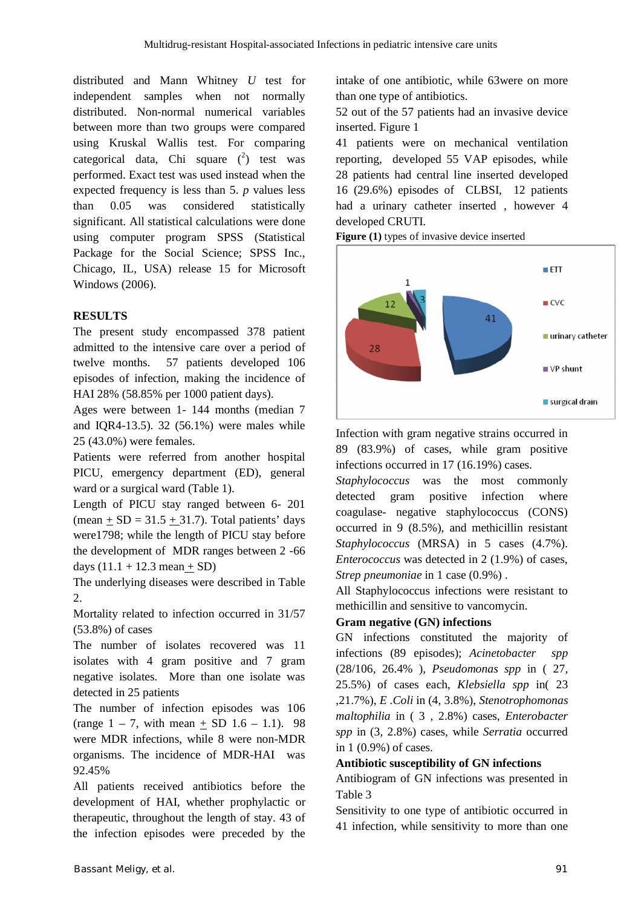distributed and Mann Whitney *U* test for independent samples when not normally distributed. Non-normal numerical variables between more than two groups were compared using Kruskal Wallis test. For comparing categorical data, Chi square ($^2$) test was performed. Exact test was used instead when the expected frequency is less than 5. *p* values less than 0.05 was considered statistically significant. All statistical calculations were done using computer program SPSS (Statistical Package for the Social Science; SPSS Inc., Chicago, IL, USA) release 15 for Microsoft Windows (2006).

## RESULTS

The present study encompassed 378 patient admitted to the intensive care over a period of twelve months. 57 patients developed 106 episodes of infection, making the incidence of HAI 28% (58.85% per 1000 patient days).

Ages were between 1- 144 months (median 7 and IQR4-13.5). 32 (56.1%) were males while 25 (43.0%) were females.

Patients were referred from another hospital PICU, emergency department (ED), general ward or a surgical ward (Table 1).

Length of PICU stay ranged between 6- 201 (mean $\pm$ SD = 31.5 $\pm$ 31.7). Total patients' days were1798; while the length of PICU stay before the development of MDR ranges between 2 -66 days (11.1 + 12.3 mean $\pm$ SD)

The underlying diseases were described in Table 2.

Mortality related to infection occurred in 31/57 (53.8%) of cases

The number of isolates recovered was 11 isolates with 4 gram positive and 7 gram negative isolates. More than one isolate was detected in 25 patients

The number of infection episodes was 106 (range 1 – 7, with mean $\pm$ SD 1.6 – 1.1). 98 were MDR infections, while 8 were non-MDR organisms. The incidence of MDR-HAI was 92.45%

All patients received antibiotics before the development of HAI, whether prophylactic or therapeutic, throughout the length of stay. 43 of the infection episodes were preceded by the intake of one antibiotic, while 63were on more than one type of antibiotics.

52 out of the 57 patients had an invasive device inserted. Figure 1

41 patients were on mechanical ventilation reporting, developed 55 VAP episodes, while 28 patients had central line inserted developed 16 (29.6%) episodes of CLBSI, 12 patients had a urinary catheter inserted , however 4 developed CRUTI.

**Figure (1)** types of invasive device inserted

Infection with gram negative strains occurred in 89 (83.9%) of cases, while gram positive infections occurred in 17 (16.19%) cases.

*Staphylococcus* was the most commonly detected gram positive infection where coagulase- negative staphylococcus (CONS) occurred in 9 (8.5%), and methicillin resistant *Staphylococcus* (MRSA) in 5 cases (4.7%). *Enterococcus* was detected in 2 (1.9%) of cases, *Strep pneumoniae* in 1 case (0.9%) .

All Staphylococcus infections were resistant to methicillin and sensitive to vancomycin.

### Gram negative (GN) infections

GN infections constituted the majority of infections (89 episodes); *Acinetobacter spp* (28/106, 26.4% ), *Pseudomonas spp* in ( 27, 25.5%) of cases each, *Klebsiella spp* in( 23 ,21.7%), *E .Coli* in (4, 3.8%), *Stenotrophomonas maltophilia* in ( 3 , 2.8%) cases, *Enterobacter spp* in (3, 2.8%) cases, while *Serratia* occurred in 1 (0.9%) of cases.

### Antibiotic susceptibility of GN infections

Antibiogram of GN infections was presented in Table 3

Sensitivity to one type of antibiotic occurred in 41 infection, while sensitivity to more than one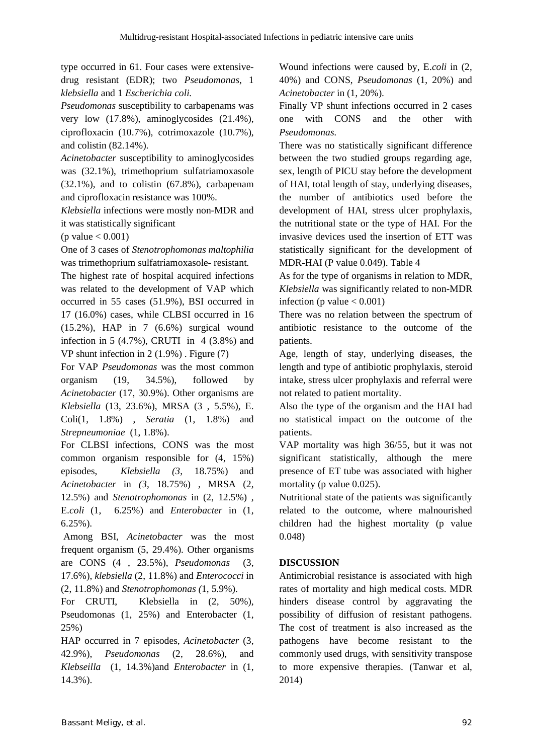type occurred in 61. Four cases were extensive-drug resistant (EDR); two *Pseudomonas*, 1 *klebsiella* and 1 *Escherichia coli.*

*Pseudomonas* susceptibility to carbapenams was very low (17.8%), aminoglycosides (21.4%), ciprofloxacin (10.7%), cotrimoxazole (10.7%), and colistin (82.14%).

*Acinetobacter* susceptibility to aminoglycosides was (32.1%), trimethoprium sulfatriamoxasole (32.1%), and to colistin (67.8%), carbapenam and ciprofloxacin resistance was 100%.

*Klebsiella* infections were mostly non-MDR and it was statistically significant
(p value < 0.001)

One of 3 cases of *Stenotrophomonas maltophilia* was trimethoprium sulfatriamoxasole- resistant.

The highest rate of hospital acquired infections was related to the development of VAP which occurred in 55 cases (51.9%), BSI occurred in 17 (16.0%) cases, while CLBSI occurred in 16 (15.2%), HAP in 7 (6.6%) surgical wound infection in 5 (4.7%), CRUTI in 4 (3.8%) and VP shunt infection in 2 (1.9%) . Figure (7)

For VAP *Pseudomonas* was the most common organism (19, 34.5%), followed by *Acinetobacter* (17, 30.9%). Other organisms are *Klebsiella* (13, 23.6%), MRSA (3 , 5.5%), E. Coli(1, 1.8%) , *Seratia* (1, 1.8%) and *Strepneumoniae* (1, 1.8%).

For CLBSI infections, CONS was the most common organism responsible for (4, 15%) episodes, *Klebsiella (3*, 18.75%) and *Acinetobacter* in *(3*, 18.75%) , MRSA (2, 12.5%) and *Stenotrophomonas* in (2, 12.5%) , E.*coli* (1, 6.25%) and *Enterobacter* in (1, 6.25%).

Among BSI, *Acinetobacter* was the most frequent organism (5, 29.4%). Other organisms are CONS (4 , 23.5%), *Pseudomonas* (3, 17.6%), *klebsiella* (2, 11.8%) and *Enterococci* in (2, 11.8%) and *Stenotrophomonas (*1, 5.9%).

For CRUTI, Klebsiella in (2, 50%), Pseudomonas (1, 25%) and Enterobacter (1, 25%)

HAP occurred in 7 episodes, *Acinetobacter* (3, 42.9%), *Pseudomonas* (2, 28.6%), and *Klebseilla* (1, 14.3%)and *Enterobacter* in (1, 14.3%).

Wound infections were caused by, E.*coli* in (2, 40%) and CONS, *Pseudomonas* (1, 20%) and *Acinetobacter* in (1, 20%).

Finally VP shunt infections occurred in 2 cases one with CONS and the other with *Pseudomonas.*

There was no statistically significant difference between the two studied groups regarding age, sex, length of PICU stay before the development of HAI, total length of stay, underlying diseases, the number of antibiotics used before the development of HAI, stress ulcer prophylaxis, the nutritional state or the type of HAI. For the invasive devices used the insertion of ETT was statistically significant for the development of MDR-HAI (P value 0.049). Table 4

As for the type of organisms in relation to MDR, *Klebsiella* was significantly related to non-MDR infection (p value < 0.001)

There was no relation between the spectrum of antibiotic resistance to the outcome of the patients.

Age, length of stay, underlying diseases, the length and type of antibiotic prophylaxis, steroid intake, stress ulcer prophylaxis and referral were not related to patient mortality.

Also the type of the organism and the HAI had no statistical impact on the outcome of the patients.

VAP mortality was high 36/55, but it was not significant statistically, although the mere presence of ET tube was associated with higher mortality (p value 0.025).

Nutritional state of the patients was significantly related to the outcome, where malnourished children had the highest mortality (p value 0.048)

## DISCUSSION

Antimicrobial resistance is associated with high rates of mortality and high medical costs. MDR hinders disease control by aggravating the possibility of diffusion of resistant pathogens. The cost of treatment is also increased as the pathogens have become resistant to the commonly used drugs, with sensitivity transpose to more expensive therapies. (Tanwar et al, 2014)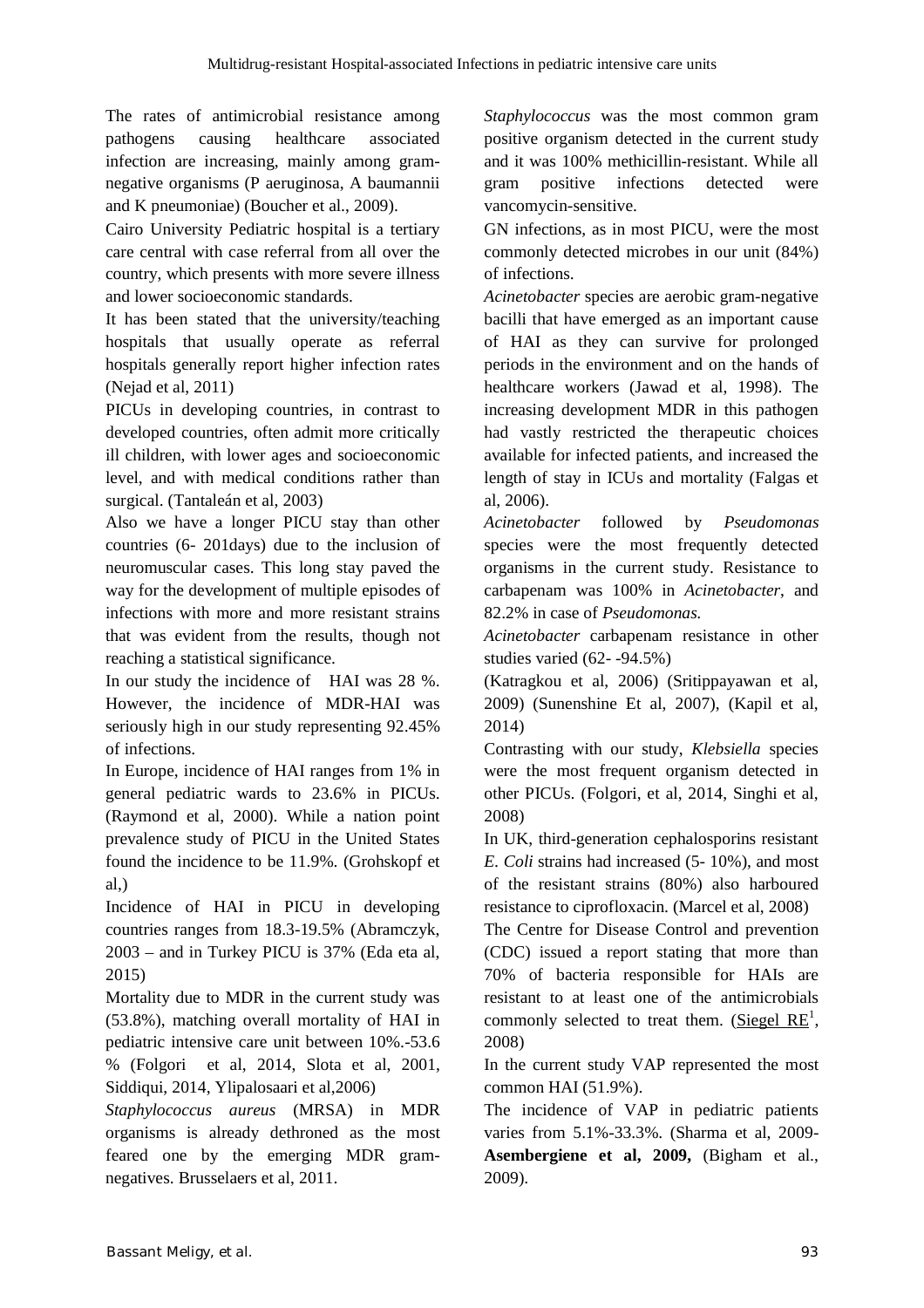The rates of antimicrobial resistance among pathogens causing healthcare associated infection are increasing, mainly among gram-negative organisms (P aeruginosa, A baumannii and K pneumoniae) (Boucher et al., 2009).

Cairo University Pediatric hospital is a tertiary care central with case referral from all over the country, which presents with more severe illness and lower socioeconomic standards.

It has been stated that the university/teaching hospitals that usually operate as referral hospitals generally report higher infection rates (Nejad et al, 2011)

PICUs in developing countries, in contrast to developed countries, often admit more critically ill children, with lower ages and socioeconomic level, and with medical conditions rather than surgical. (Tantaleán et al, 2003)

Also we have a longer PICU stay than other countries (6- 201days) due to the inclusion of neuromuscular cases. This long stay paved the way for the development of multiple episodes of infections with more and more resistant strains that was evident from the results, though not reaching a statistical significance.

In our study the incidence of HAI was 28 %. However, the incidence of MDR-HAI was seriously high in our study representing 92.45% of infections.

In Europe, incidence of HAI ranges from 1% in general pediatric wards to 23.6% in PICUs. (Raymond et al, 2000). While a nation point prevalence study of PICU in the United States found the incidence to be 11.9%. (Grohskopf et al,)

Incidence of HAI in PICU in developing countries ranges from 18.3-19.5% (Abramczyk, 2003 – and in Turkey PICU is 37% (Eda eta al, 2015)

Mortality due to MDR in the current study was (53.8%), matching overall mortality of HAI in pediatric intensive care unit between 10%.-53.6 % (Folgori et al, 2014, Slota et al, 2001, Siddiqui, 2014, Ylipalosaari et al,2006)

*Staphylococcus aureus* (MRSA) in MDR organisms is already dethroned as the most feared one by the emerging MDR gram-negatives. Brusselaers et al, 2011.

*Staphylococcus* was the most common gram positive organism detected in the current study and it was 100% methicillin-resistant. While all gram positive infections detected were vancomycin-sensitive.

GN infections, as in most PICU, were the most commonly detected microbes in our unit (84%) of infections.

*Acinetobacter* species are aerobic gram-negative bacilli that have emerged as an important cause of HAI as they can survive for prolonged periods in the environment and on the hands of healthcare workers (Jawad et al, 1998). The increasing development MDR in this pathogen had vastly restricted the therapeutic choices available for infected patients, and increased the length of stay in ICUs and mortality (Falgas et al, 2006).

*Acinetobacter* followed by *Pseudomonas* species were the most frequently detected organisms in the current study. Resistance to carbapenam was 100% in *Acinetobacter*, and 82.2% in case of *Pseudomonas.*

*Acinetobacter* carbapenam resistance in other studies varied (62- -94.5%)

(Katragkou et al, 2006) (Sritippayawan et al, 2009) (Sunenshine Et al, 2007), (Kapil et al, 2014)

Contrasting with our study, *Klebsiella* species were the most frequent organism detected in other PICUs. (Folgori, et al, 2014, Singhi et al, 2008)

In UK, third-generation cephalosporins resistant *E. Coli* strains had increased (5- 10%), and most of the resistant strains (80%) also harboured resistance to ciprofloxacin. (Marcel et al, 2008)

The Centre for Disease Control and prevention (CDC) issued a report stating that more than 70% of bacteria responsible for HAIs are resistant to at least one of the antimicrobials commonly selected to treat them. (Siegel RE[1], 2008)

In the current study VAP represented the most common HAI (51.9%).

The incidence of VAP in pediatric patients varies from 5.1%-33.3%. (Sharma et al, 2009- **Asembergiene et al, 2009,** (Bigham et al., 2009).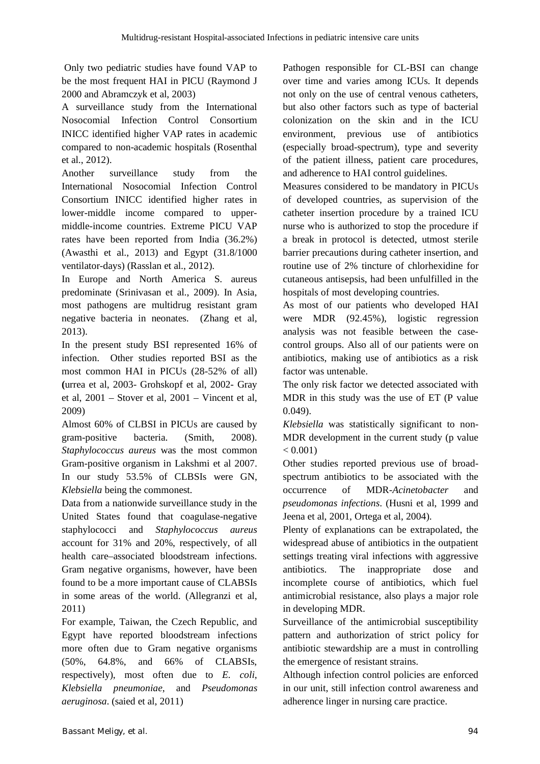Only two pediatric studies have found VAP to be the most frequent HAI in PICU (Raymond J 2000 and Abramczyk et al, 2003)

A surveillance study from the International Nosocomial Infection Control Consortium INICC identified higher VAP rates in academic compared to non-academic hospitals (Rosenthal et al., 2012).

Another surveillance study from the International Nosocomial Infection Control Consortium INICC identified higher rates in lower-middle income compared to upper-middle-income countries. Extreme PICU VAP rates have been reported from India (36.2%) (Awasthi et al., 2013) and Egypt (31.8/1000 ventilator-days) (Rasslan et al., 2012).

In Europe and North America S. aureus predominate (Srinivasan et al., 2009). In Asia, most pathogens are multidrug resistant gram negative bacteria in neonates. (Zhang et al, 2013).

In the present study BSI represented 16% of infection. Other studies reported BSI as the most common HAI in PICUs (28-52% of all) (urrea et al, 2003- Grohskopf et al, 2002- Gray et al, 2001 – Stover et al, 2001 – Vincent et al, 2009)

Almost 60% of CLBSI in PICUs are caused by gram-positive bacteria. (Smith, 2008). *Staphylococcus aureus* was the most common Gram-positive organism in Lakshmi et al 2007. In our study 53.5% of CLBSIs were GN, *Klebsiella* being the commonest.

Data from a nationwide surveillance study in the United States found that coagulase-negative staphylococci and *Staphylococcus aureus* account for 31% and 20%, respectively, of all health care–associated bloodstream infections. Gram negative organisms, however, have been found to be a more important cause of CLABSIs in some areas of the world. (Allegranzi et al, 2011)

For example, Taiwan, the Czech Republic, and Egypt have reported bloodstream infections more often due to Gram negative organisms (50%, 64.8%, and 66% of CLABSIs, respectively), most often due to *E. coli*, *Klebsiella pneumoniae*, and *Pseudomonas aeruginosa*. (saied et al, 2011)

Pathogen responsible for CL-BSI can change over time and varies among ICUs. It depends not only on the use of central venous catheters, but also other factors such as type of bacterial colonization on the skin and in the ICU environment, previous use of antibiotics (especially broad-spectrum), type and severity of the patient illness, patient care procedures, and adherence to HAI control guidelines.

Measures considered to be mandatory in PICUs of developed countries, as supervision of the catheter insertion procedure by a trained ICU nurse who is authorized to stop the procedure if a break in protocol is detected, utmost sterile barrier precautions during catheter insertion, and routine use of 2% tincture of chlorhexidine for cutaneous antisepsis, had been unfulfilled in the hospitals of most developing countries.

As most of our patients who developed HAI were MDR (92.45%), logistic regression analysis was not feasible between the case-control groups. Also all of our patients were on antibiotics, making use of antibiotics as a risk factor was untenable.

The only risk factor we detected associated with MDR in this study was the use of ET (P value 0.049).

*Klebsiella* was statistically significant to non-MDR development in the current study (p value $< 0.001$)

Other studies reported previous use of broad-spectrum antibiotics to be associated with the occurrence of MDR-*Acinetobacter* and *pseudomonas infections*. (Husni et al, 1999 and Jeena et al, 2001, Ortega et al, 2004).

Plenty of explanations can be extrapolated, the widespread abuse of antibiotics in the outpatient settings treating viral infections with aggressive antibiotics. The inappropriate dose and incomplete course of antibiotics, which fuel antimicrobial resistance, also plays a major role in developing MDR.

Surveillance of the antimicrobial susceptibility pattern and authorization of strict policy for antibiotic stewardship are a must in controlling the emergence of resistant strains.

Although infection control policies are enforced in our unit, still infection control awareness and adherence linger in nursing care practice.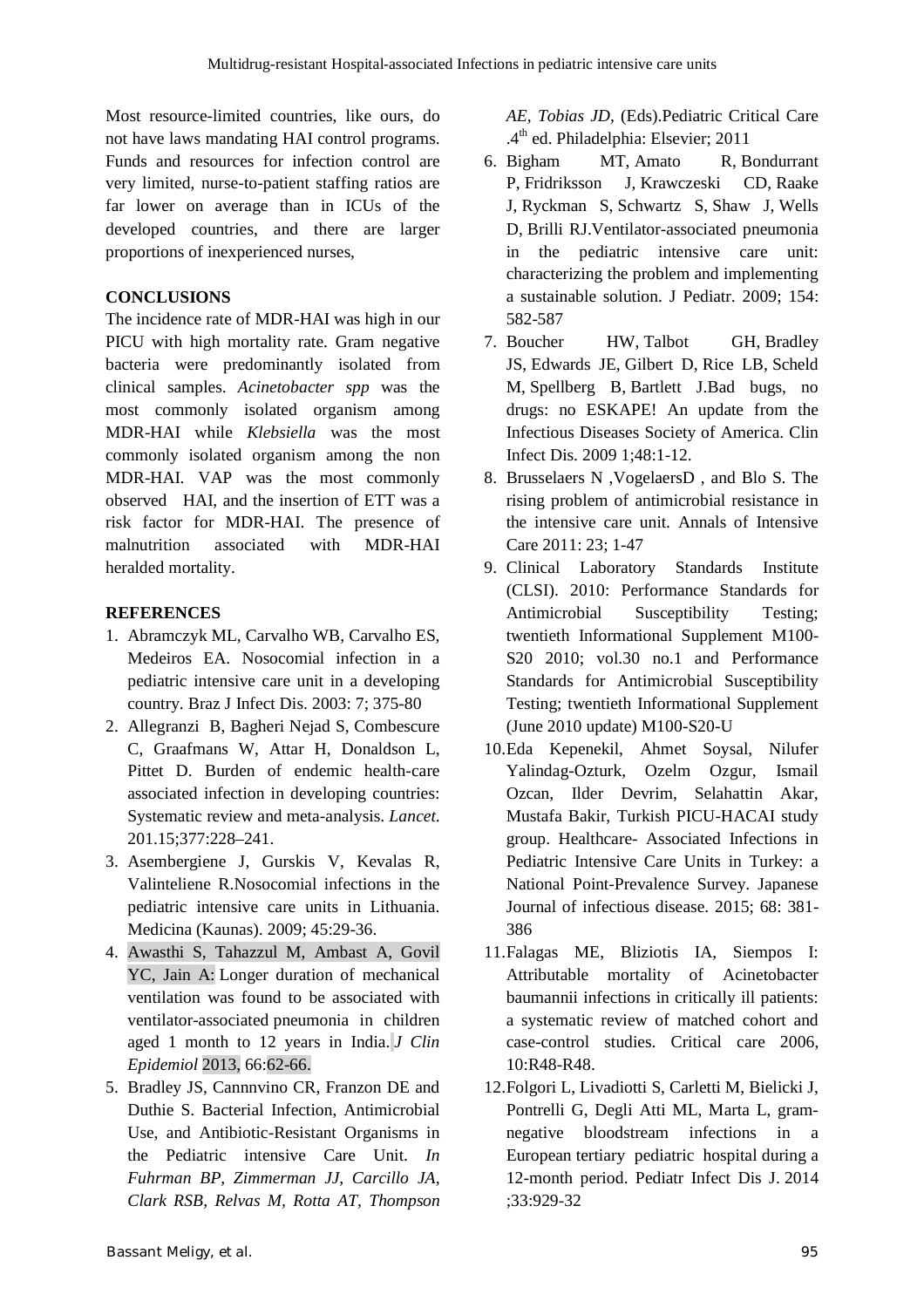Most resource-limited countries, like ours, do not have laws mandating HAI control programs. Funds and resources for infection control are very limited, nurse-to-patient staffing ratios are far lower on average than in ICUs of the developed countries, and there are larger proportions of inexperienced nurses,

**CONCLUSIONS**

The incidence rate of MDR-HAI was high in our PICU with high mortality rate. Gram negative bacteria were predominantly isolated from clinical samples. *Acinetobacter spp* was the most commonly isolated organism among MDR-HAI while *Klebsiella* was the most commonly isolated organism among the non MDR-HAI. VAP was the most commonly observed HAI, and the insertion of ETT was a risk factor for MDR-HAI. The presence of malnutrition associated with MDR-HAI heralded mortality.

**REFERENCES**

1. Abramczyk ML, Carvalho WB, Carvalho ES, Medeiros EA. Nosocomial infection in a pediatric intensive care unit in a developing country. Braz J Infect Dis. 2003: 7; 375-80
2. Allegranzi B, Bagheri Nejad S, Combescure C, Graafmans W, Attar H, Donaldson L, Pittet D. Burden of endemic health-care associated infection in developing countries: Systematic review and meta-analysis. *Lancet.* 201.15;377:228–241.
3. Asembergiene J, Gurskis V, Kevalas R, Valinteliene R.Nosocomial infections in the pediatric intensive care units in Lithuania. Medicina (Kaunas). 2009; 45:29-36.
4. Awasthi S, Tahazzul M, Ambast A, Govil YC, Jain A: Longer duration of mechanical ventilation was found to be associated with ventilator-associated pneumonia in children aged 1 month to 12 years in India. *J Clin Epidemiol* 2013, 66:62-66.
5. Bradley JS, Cannnvino CR, Franzon DE and Duthie S. Bacterial Infection, Antimicrobial Use, and Antibiotic-Resistant Organisms in the Pediatric intensive Care Unit. *In Fuhrman BP, Zimmerman JJ, Carcillo JA, Clark RSB, Relvas M, Rotta AT, Thompson AE, Tobias JD,* (Eds).Pediatric Critical Care .4th ed. Philadelphia: Elsevier; 2011
6. Bigham MT, Amato R, Bondurrant P, Fridriksson J, Krawczeski CD, Raake J, Ryckman S, Schwartz S, Shaw J, Wells D, Brilli RJ.Ventilator-associated pneumonia in the pediatric intensive care unit: characterizing the problem and implementing a sustainable solution. J Pediatr. 2009; 154: 582-587
7. Boucher HW, Talbot GH, Bradley JS, Edwards JE, Gilbert D, Rice LB, Scheld M, Spellberg B, Bartlett J.Bad bugs, no drugs: no ESKAPE! An update from the Infectious Diseases Society of America. Clin Infect Dis. 2009 1;48:1-12.
8. Brusselaers N ,VogelaersD , and Blo S. The rising problem of antimicrobial resistance in the intensive care unit. Annals of Intensive Care 2011: 23; 1-47
9. Clinical Laboratory Standards Institute (CLSI). 2010: Performance Standards for Antimicrobial Susceptibility Testing; twentieth Informational Supplement M100-S20 2010; vol.30 no.1 and Performance Standards for Antimicrobial Susceptibility Testing; twentieth Informational Supplement (June 2010 update) M100-S20-U
10. Eda Kepenekil, Ahmet Soysal, Nilufer Yalindag-Ozturk, Ozelm Ozgur, Ismail Ozcan, Ilder Devrim, Selahattin Akar, Mustafa Bakir, Turkish PICU-HACAI study group. Healthcare- Associated Infections in Pediatric Intensive Care Units in Turkey: a National Point-Prevalence Survey. Japanese Journal of infectious disease. 2015; 68: 381-386
11. Falagas ME, Bliziotis IA, Siempos I: Attributable mortality of Acinetobacter baumannii infections in critically ill patients: a systematic review of matched cohort and case-control studies. Critical care 2006, 10:R48-R48.
12. Folgori L, Livadiotti S, Carletti M, Bielicki J, Pontrelli G, Degli Atti ML, Marta L, gram-negative bloodstream infections in a European tertiary pediatric hospital during a 12-month period. Pediatr Infect Dis J. 2014 ;33:929-32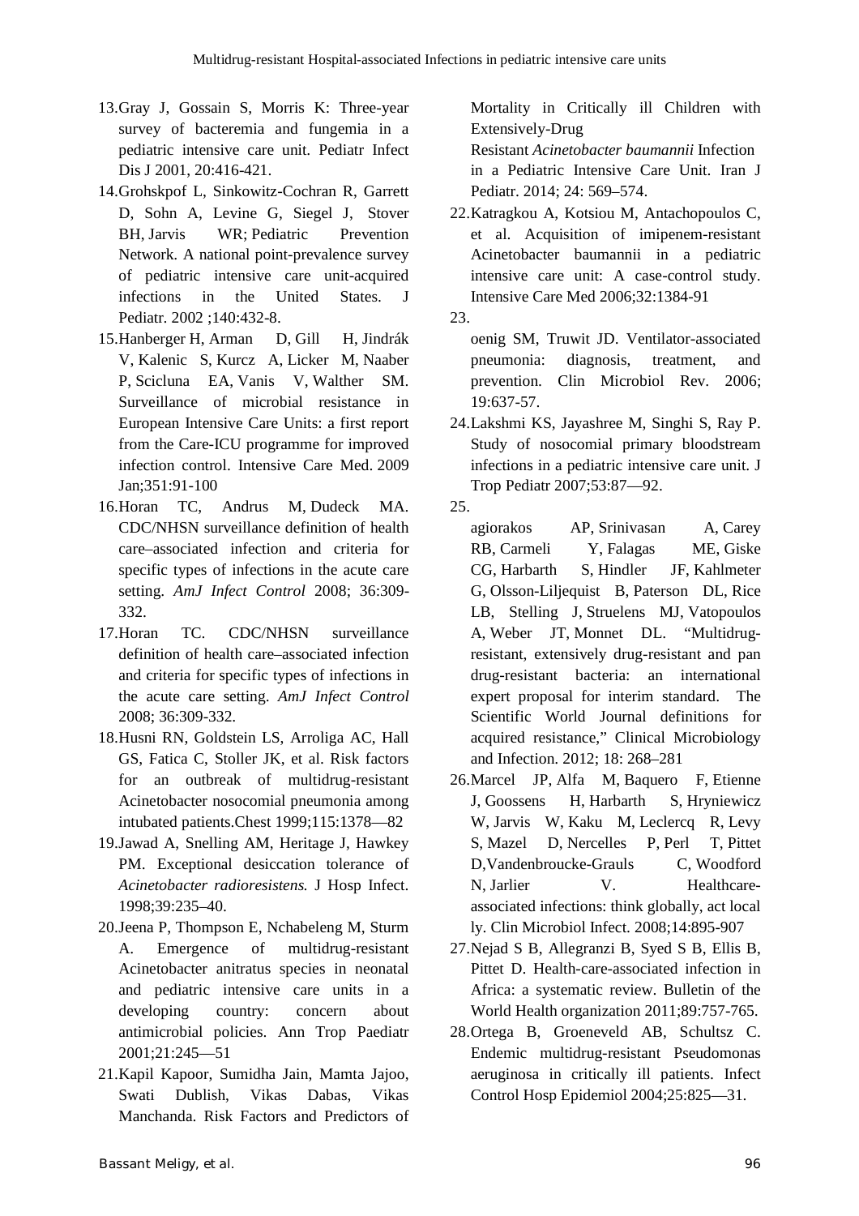13. Gray J, Gossain S, Morris K: Three-year survey of bacteremia and fungemia in a pediatric intensive care unit. Pediatr Infect Dis J 2001, 20:416-421.
14. Grohskpof L, Sinkowitz-Cochran R, Garrett D, Sohn A, Levine G, Siegel J, Stover BH, Jarvis WR; Pediatric Prevention Network. A national point-prevalence survey of pediatric intensive care unit-acquired infections in the United States. J Pediatr. 2002 ;140:432-8.
15. Hanberger H, Arman D, Gill H, Jindrák V, Kalenic S, Kurcz A, Licker M, Naaber P, Scicluna EA, Vanis V, Walther SM. Surveillance of microbial resistance in European Intensive Care Units: a first report from the Care-ICU programme for improved infection control. Intensive Care Med. 2009 Jan;351:91-100
16. Horan TC, Andrus M, Dudeck MA. CDC/NHSN surveillance definition of health care–associated infection and criteria for specific types of infections in the acute care setting. *AmJ Infect Control* 2008; 36:309-332.
17. Horan TC. CDC/NHSN surveillance definition of health care–associated infection and criteria for specific types of infections in the acute care setting. *AmJ Infect Control* 2008; 36:309-332.
18. Husni RN, Goldstein LS, Arroliga AC, Hall GS, Fatica C, Stoller JK, et al. Risk factors for an outbreak of multidrug-resistant Acinetobacter nosocomial pneumonia among intubated patients.Chest 1999;115:1378—82
19. Jawad A, Snelling AM, Heritage J, Hawkey PM. Exceptional desiccation tolerance of *Acinetobacter radioresistens.* J Hosp Infect. 1998;39:235–40.
20. Jeena P, Thompson E, Nchabeleng M, Sturm A. Emergence of multidrug-resistant Acinetobacter anitratus species in neonatal and pediatric intensive care units in a developing country: concern about antimicrobial policies. Ann Trop Paediatr 2001;21:245—51
21. Kapil Kapoor, Sumidha Jain, Mamta Jajoo, Swati Dublish, Vikas Dabas, Vikas Manchanda. Risk Factors and Predictors of Mortality in Critically ill Children with Extensively-Drug Resistant *Acinetobacter baumannii* Infection in a Pediatric Intensive Care Unit. Iran J Pediatr. 2014; 24: 569–574.
22. Katragkou A, Kotsiou M, Antachopoulos C, et al. Acquisition of imipenem-resistant Acinetobacter baumannii in a pediatric intensive care unit: A case-control study. Intensive Care Med 2006;32:1384-91
23. oenig SM, Truwit JD. Ventilator-associated pneumonia: diagnosis, treatment, and prevention. Clin Microbiol Rev. 2006; 19:637-57.
24. Lakshmi KS, Jayashree M, Singhi S, Ray P. Study of nosocomial primary bloodstream infections in a pediatric intensive care unit. J Trop Pediatr 2007;53:87—92.
25. agiorakos AP, Srinivasan A, Carey RB, Carmeli Y, Falagas ME, Giske CG, Harbarth S, Hindler JF, Kahlmeter G, Olsson-Liljequist B, Paterson DL, Rice LB, Stelling J, Struelens MJ, Vatopoulos A, Weber JT, Monnet DL. "Multidrug-resistant, extensively drug-resistant and pan drug-resistant bacteria: an international expert proposal for interim standard. The Scientific World Journal definitions for acquired resistance," Clinical Microbiology and Infection. 2012; 18: 268–281
26. Marcel JP, Alfa M, Baquero F, Etienne J, Goossens H, Harbarth S, Hryniewicz W, Jarvis W, Kaku M, Leclercq R, Levy S, Mazel D, Nercelles P, Perl T, Pittet D,Vandenbroucke-Grauls C, Woodford N, Jarlier V. Healthcare-associated infections: think globally, act local ly. Clin Microbiol Infect. 2008;14:895-907
27. Nejad S B, Allegranzi B, Syed S B, Ellis B, Pittet D. Health-care-associated infection in Africa: a systematic review. Bulletin of the World Health organization 2011;89:757-765.
28. Ortega B, Groeneveld AB, Schultsz C. Endemic multidrug-resistant Pseudomonas aeruginosa in critically ill patients. Infect Control Hosp Epidemiol 2004;25:825—31.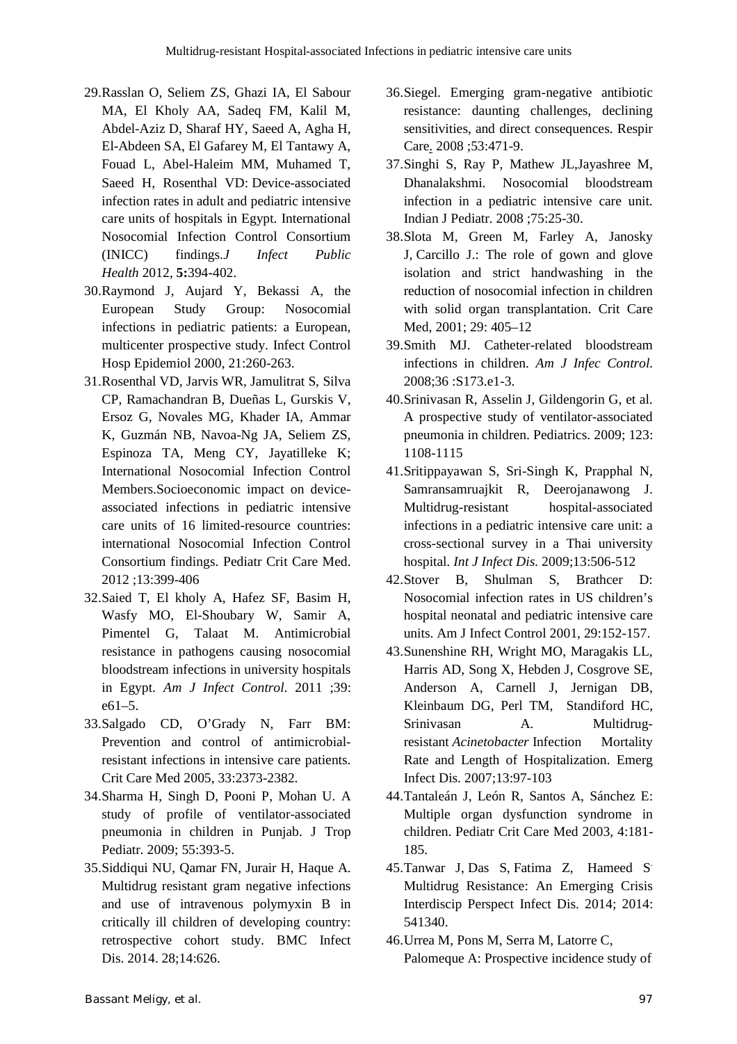29. Rasslan O, Seliem ZS, Ghazi IA, El Sabour MA, El Kholy AA, Sadeq FM, Kalil M, Abdel-Aziz D, Sharaf HY, Saeed A, Agha H, El-Abdeen SA, El Gafarey M, El Tantawy A, Fouad L, Abel-Haleim MM, Muhamed T, Saeed H, Rosenthal VD: Device-associated infection rates in adult and pediatric intensive care units of hospitals in Egypt. International Nosocomial Infection Control Consortium (INICC) findings.*J Infect Public Health* 2012, **5:**394-402.
30. Raymond J, Aujard Y, Bekassi A, the European Study Group: Nosocomial infections in pediatric patients: a European, multicenter prospective study. Infect Control Hosp Epidemiol 2000, 21:260-263.
31. Rosenthal VD, Jarvis WR, Jamulitrat S, Silva CP, Ramachandran B, Dueñas L, Gurskis V, Ersoz G, Novales MG, Khader IA, Ammar K, Guzmán NB, Navoa-Ng JA, Seliem ZS, Espinoza TA, Meng CY, Jayatilleke K; International Nosocomial Infection Control Members.Socioeconomic impact on device-associated infections in pediatric intensive care units of 16 limited-resource countries: international Nosocomial Infection Control Consortium findings. Pediatr Crit Care Med. 2012 ;13:399-406
32. Saied T, El kholy A, Hafez SF, Basim H, Wasfy MO, El-Shoubary W, Samir A, Pimentel G, Talaat M. Antimicrobial resistance in pathogens causing nosocomial bloodstream infections in university hospitals in Egypt. *Am J Infect Control.* 2011 ;39: e61–5.
33. Salgado CD, O'Grady N, Farr BM: Prevention and control of antimicrobial-resistant infections in intensive care patients. Crit Care Med 2005, 33:2373-2382.
34. Sharma H, Singh D, Pooni P, Mohan U. A study of profile of ventilator-associated pneumonia in children in Punjab. J Trop Pediatr. 2009; 55:393-5.
35. Siddiqui NU, Qamar FN, Jurair H, Haque A. Multidrug resistant gram negative infections and use of intravenous polymyxin B in critically ill children of developing country: retrospective cohort study. BMC Infect Dis. 2014. 28;14:626.
36. Siegel. Emerging gram-negative antibiotic resistance: daunting challenges, declining sensitivities, and direct consequences. Respir Care. 2008 ;53:471-9.
37. Singhi S, Ray P, Mathew JL,Jayashree M, Dhanalakshmi. Nosocomial bloodstream infection in a pediatric intensive care unit. Indian J Pediatr. 2008 ;75:25-30.
38. Slota M, Green M, Farley A, Janosky J, Carcillo J.: The role of gown and glove isolation and strict handwashing in the reduction of nosocomial infection in children with solid organ transplantation. Crit Care Med, 2001; 29: 405–12
39. Smith MJ. Catheter-related bloodstream infections in children. *Am J Infec Control.* 2008;36 :S173.e1-3.
40. Srinivasan R, Asselin J, Gildengorin G, et al. A prospective study of ventilator-associated pneumonia in children. Pediatrics. 2009; 123: 1108-1115
41. Sritippayawan S, Sri-Singh K, Prapphal N, Samransamruajkit R, Deerojanawong J. Multidrug-resistant hospital-associated infections in a pediatric intensive care unit: a cross-sectional survey in a Thai university hospital. *Int J Infect Dis.* 2009;13:506-512
42. Stover B, Shulman S, Brathcer D: Nosocomial infection rates in US children's hospital neonatal and pediatric intensive care units. Am J Infect Control 2001, 29:152-157.
43. Sunenshine RH, Wright MO, Maragakis LL, Harris AD, Song X, Hebden J, Cosgrove SE, Anderson A, Carnell J, Jernigan DB, Kleinbaum DG, Perl TM, Standiford HC, Srinivasan A. Multidrug-resistant *Acinetobacter* Infection Mortality Rate and Length of Hospitalization. Emerg Infect Dis. 2007;13:97-103
44. Tantaleán J, León R, Santos A, Sánchez E: Multiple organ dysfunction syndrome in children. Pediatr Crit Care Med 2003, 4:181-185.
45. Tanwar J, Das S, Fatima Z, Hameed S. Multidrug Resistance: An Emerging Crisis Interdiscip Perspect Infect Dis. 2014; 2014: 541340.
46. Urrea M, Pons M, Serra M, Latorre C, Palomeque A: Prospective incidence study of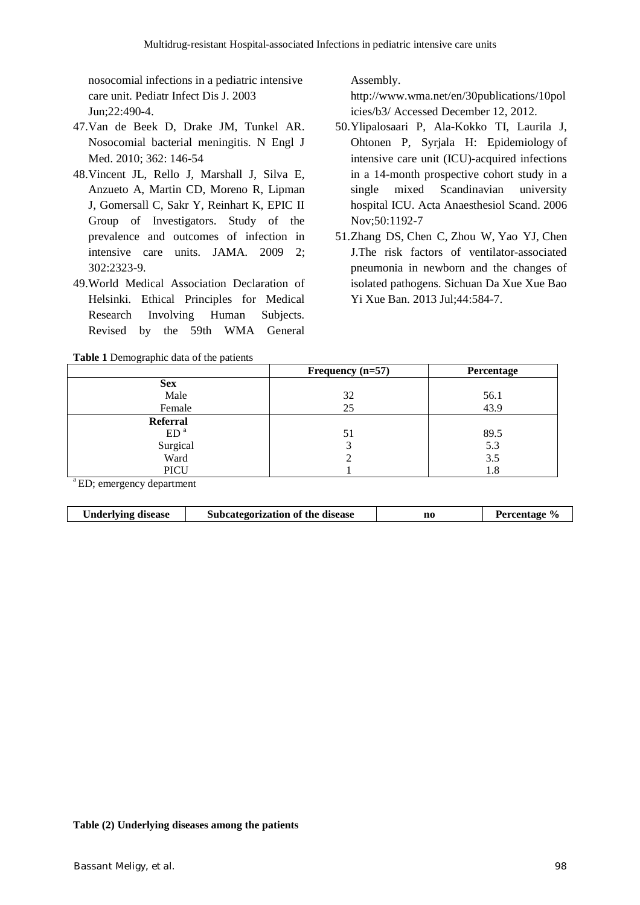nosocomial infections in a pediatric intensive care unit. Pediatr Infect Dis J. 2003 Jun;22:490-4.

47. Van de Beek D, Drake JM, Tunkel AR. Nosocomial bacterial meningitis. N Engl J Med. 2010; 362: 146-54
48. Vincent JL, Rello J, Marshall J, Silva E, Anzueto A, Martin CD, Moreno R, Lipman J, Gomersall C, Sakr Y, Reinhart K, EPIC II Group of Investigators. Study of the prevalence and outcomes of infection in intensive care units. JAMA. 2009 2; 302:2323-9.
49. World Medical Association Declaration of Helsinki. Ethical Principles for Medical Research Involving Human Subjects. Revised by the 59th WMA General Assembly. http://www.wma.net/en/30publications/10policies/b3/ Accessed December 12, 2012.
50. Ylipalosaari P, Ala-Kokko TI, Laurila J, Ohtonen P, Syrjala H: Epidemiology of intensive care unit (ICU)-acquired infections in a 14-month prospective cohort study in a single mixed Scandinavian university hospital ICU. Acta Anaesthesiol Scand. 2006 Nov;50:1192-7
51. Zhang DS, Chen C, Zhou W, Yao YJ, Chen J.The risk factors of ventilator-associated pneumonia in newborn and the changes of isolated pathogens. Sichuan Da Xue Xue Bao Yi Xue Ban. 2013 Jul;44:584-7.

**Table 1** Demographic data of the patients

| | Frequency (n=57) | Percentage |
|---|---|---|
| **Sex** | | |
| Male | 32 | 56.1 |
| Female | 25 | 43.9 |
| **Referral** | | |
| ED [a] | 51 | 89.5 |
| Surgical | 3 | 5.3 |
| Ward | 2 | 3.5 |
| PICU | 1 | 1.8 |

[a] ED; emergency department

**Table (2) Underlying diseases among the patients**

| Underlying disease | Subcategorization of the disease | no | Percentage % |
|---|---|---|---|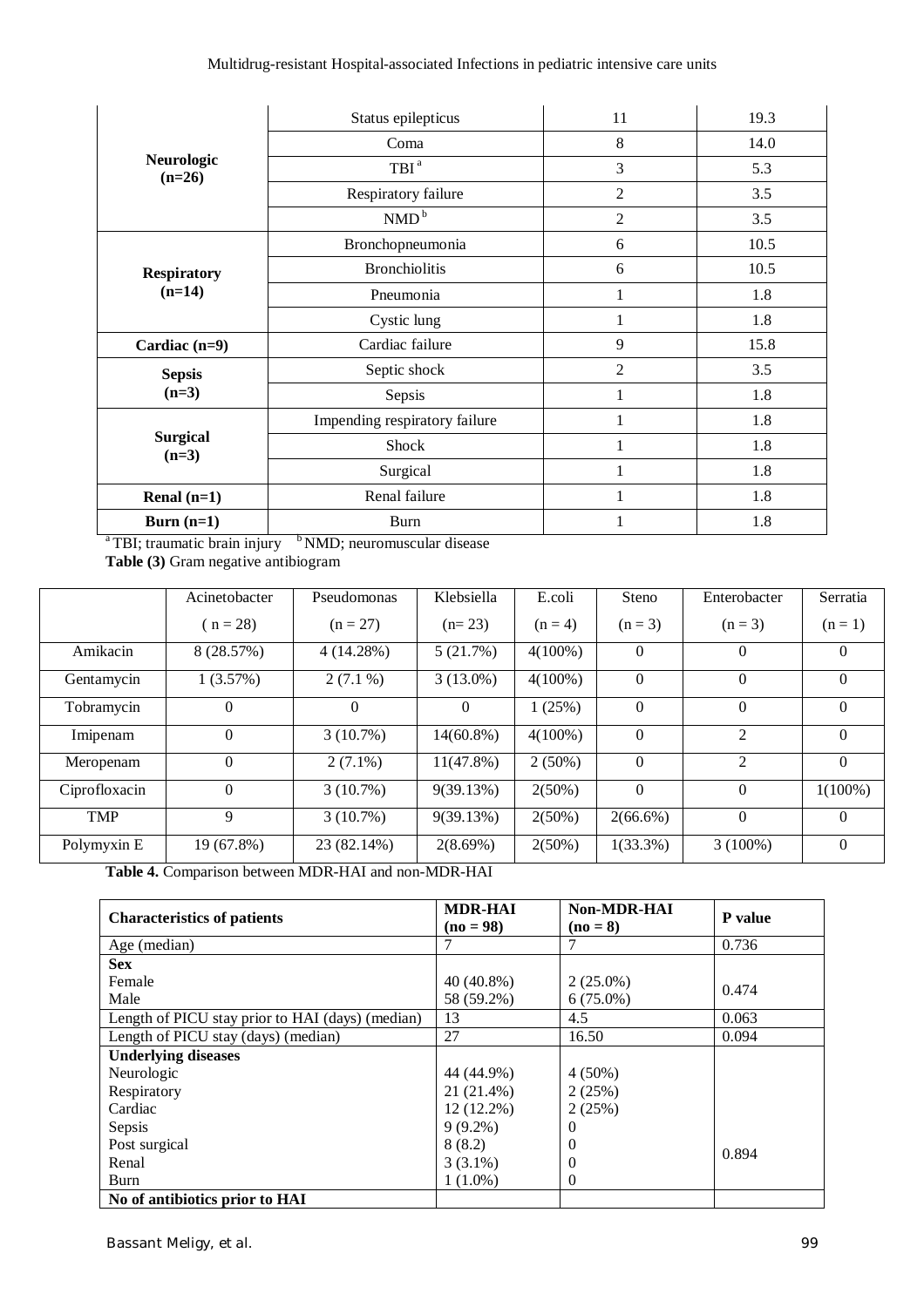| | | | |
|---|---|---|---|
| **Neurologic (n=26)** | Status epilepticus | 11 | 19.3 |
| | Coma | 8 | 14.0 |
| | TBI [a] | 3 | 5.3 |
| | Respiratory failure | 2 | 3.5 |
| | NMD [b] | 2 | 3.5 |
| **Respiratory (n=14)** | Bronchopneumonia | 6 | 10.5 |
| | Bronchiolitis | 6 | 10.5 |
| | Pneumonia | 1 | 1.8 |
| | Cystic lung | 1 | 1.8 |
| **Cardiac (n=9)** | Cardiac failure | 9 | 15.8 |
| **Sepsis (n=3)** | Septic shock | 2 | 3.5 |
| | Sepsis | 1 | 1.8 |
| **Surgical (n=3)** | Impending respiratory failure | 1 | 1.8 |
| | Shock | 1 | 1.8 |
| | Surgical | 1 | 1.8 |
| **Renal (n=1)** | Renal failure | 1 | 1.8 |
| **Burn (n=1)** | Burn | 1 | 1.8 |

[a] TBI; traumatic brain injury [b] NMD; neuromuscular disease

**Table (3)** Gram negative antibiogram

| | Acinetobacter ( n = 28) | Pseudomonas (n = 27) | Klebsiella (n= 23) | E.coli (n = 4) | Steno (n = 3) | Enterobacter (n = 3) | Serratia (n = 1) |
|---|---|---|---|---|---|---|---|
| Amikacin | 8 (28.57%) | 4 (14.28%) | 5 (21.7%) | 4(100%) | 0 | 0 | 0 |
| Gentamycin | 1 (3.57%) | 2 (7.1 %) | 3 (13.0%) | 4(100%) | 0 | 0 | 0 |
| Tobramycin | 0 | 0 | 0 | 1 (25%) | 0 | 0 | 0 |
| Imipenam | 0 | 3 (10.7%) | 14(60.8%) | 4(100%) | 0 | 2 | 0 |
| Meropenam | 0 | 2 (7.1%) | 11(47.8%) | 2 (50%) | 0 | 2 | 0 |
| Ciprofloxacin | 0 | 3 (10.7%) | 9(39.13%) | 2(50%) | 0 | 0 | 1(100%) |
| TMP | 9 | 3 (10.7%) | 9(39.13%) | 2(50%) | 2(66.6%) | 0 | 0 |
| Polymyxin E | 19 (67.8%) | 23 (82.14%) | 2(8.69%) | 2(50%) | 1(33.3%) | 3 (100%) | 0 |

**Table 4.** Comparison between MDR-HAI and non-MDR-HAI

| Characteristics of patients | MDR-HAI (no = 98) | Non-MDR-HAI (no = 8) | P value |
|---|---|---|---|
| Age (median) | 7 | 7 | 0.736 |
| **Sex** | | | |
| Female | 40 (40.8%) | 2 (25.0%) | 0.474 |
| Male | 58 (59.2%) | 6 (75.0%) | |
| Length of PICU stay prior to HAI (days) (median) | 13 | 4.5 | 0.063 |
| Length of PICU stay (days) (median) | 27 | 16.50 | 0.094 |
| **Underlying diseases** | | | |
| Neurologic | 44 (44.9%) | 4 (50%) | 0.894 |
| Respiratory | 21 (21.4%) | 2 (25%) | |
| Cardiac | 12 (12.2%) | 2 (25%) | |
| Sepsis | 9 (9.2%) | 0 | |
| Post surgical | 8 (8.2) | 0 | |
| Renal | 3 (3.1%) | 0 | |
| Burn | 1 (1.0%) | 0 | |
| **No of antibiotics prior to HAI** | | | |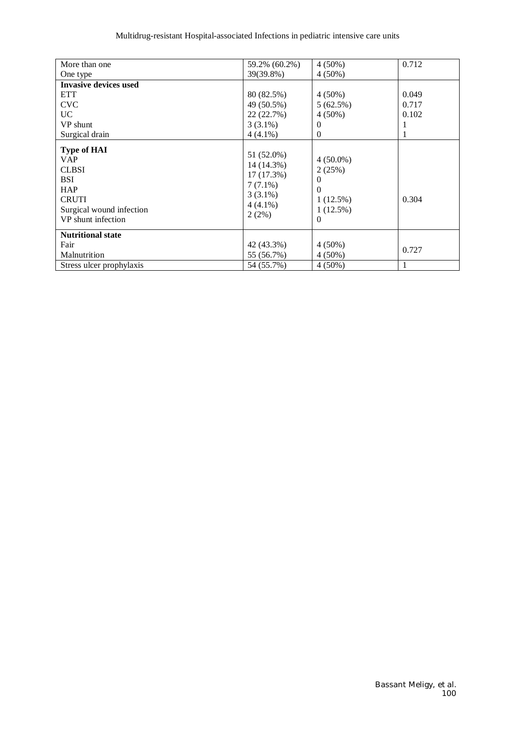| | | | |
|---|---|---|---|
| More than one | 59.2% (60.2%) | 4 (50%) | 0.712 |
| One type | 39(39.8%) | 4 (50%) | |
| **Invasive devices used** | | | |
| ETT | 80 (82.5%) | 4 (50%) | 0.049 |
| CVC | 49 (50.5%) | 5 (62.5%) | 0.717 |
| UC | 22 (22.7%) | 4 (50%) | 0.102 |
| VP shunt | 3 (3.1%) | 0 | 1 |
| Surgical drain | 4 (4.1%) | 0 | 1 |
| **Type of HAI** | | | |
| VAP | 51 (52.0%) | 4 (50.0%) | |
| CLBSI | 14 (14.3%) | 2 (25%) | |
| BSI | 17 (17.3%) | 0 | |
| HAP | 7 (7.1%) | 0 | 0.304 |
| CRUTI | 3 (3.1%) | 1 (12.5%) | |
| Surgical wound infection | 4 (4.1%) | 1 (12.5%) | |
| VP shunt infection | 2 (2%) | 0 | |
| **Nutritional state** | | | |
| Fair | 42 (43.3%) | 4 (50%) | 0.727 |
| Malnutrition | 55 (56.7%) | 4 (50%) | |
| Stress ulcer prophylaxis | 54 (55.7%) | 4 (50%) | 1 |